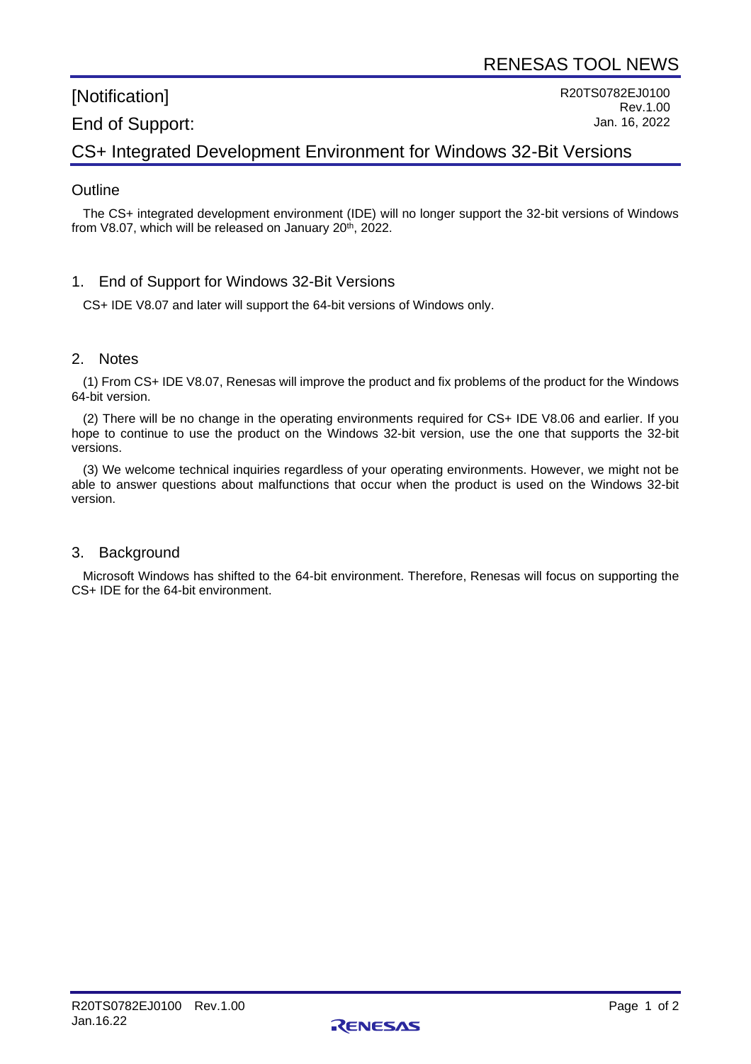RENESAS TOOL NEWS

[Notification]

R20TS0782EJ0100
Rev.1.00
Jan. 16, 2022

# End of Support: CS+ Integrated Development Environment for Windows 32-Bit Versions

## Outline

The CS+ integrated development environment (IDE) will no longer support the 32-bit versions of Windows from V8.07, which will be released on January 20th, 2022.

## 1. End of Support for Windows 32-Bit Versions

CS+ IDE V8.07 and later will support the 64-bit versions of Windows only.

## 2. Notes

(1) From CS+ IDE V8.07, Renesas will improve the product and fix problems of the product for the Windows 64-bit version.

(2) There will be no change in the operating environments required for CS+ IDE V8.06 and earlier. If you hope to continue to use the product on the Windows 32-bit version, use the one that supports the 32-bit versions.

(3) We welcome technical inquiries regardless of your operating environments. However, we might not be able to answer questions about malfunctions that occur when the product is used on the Windows 32-bit version.

## 3. Background

Microsoft Windows has shifted to the 64-bit environment. Therefore, Renesas will focus on supporting the CS+ IDE for the 64-bit environment.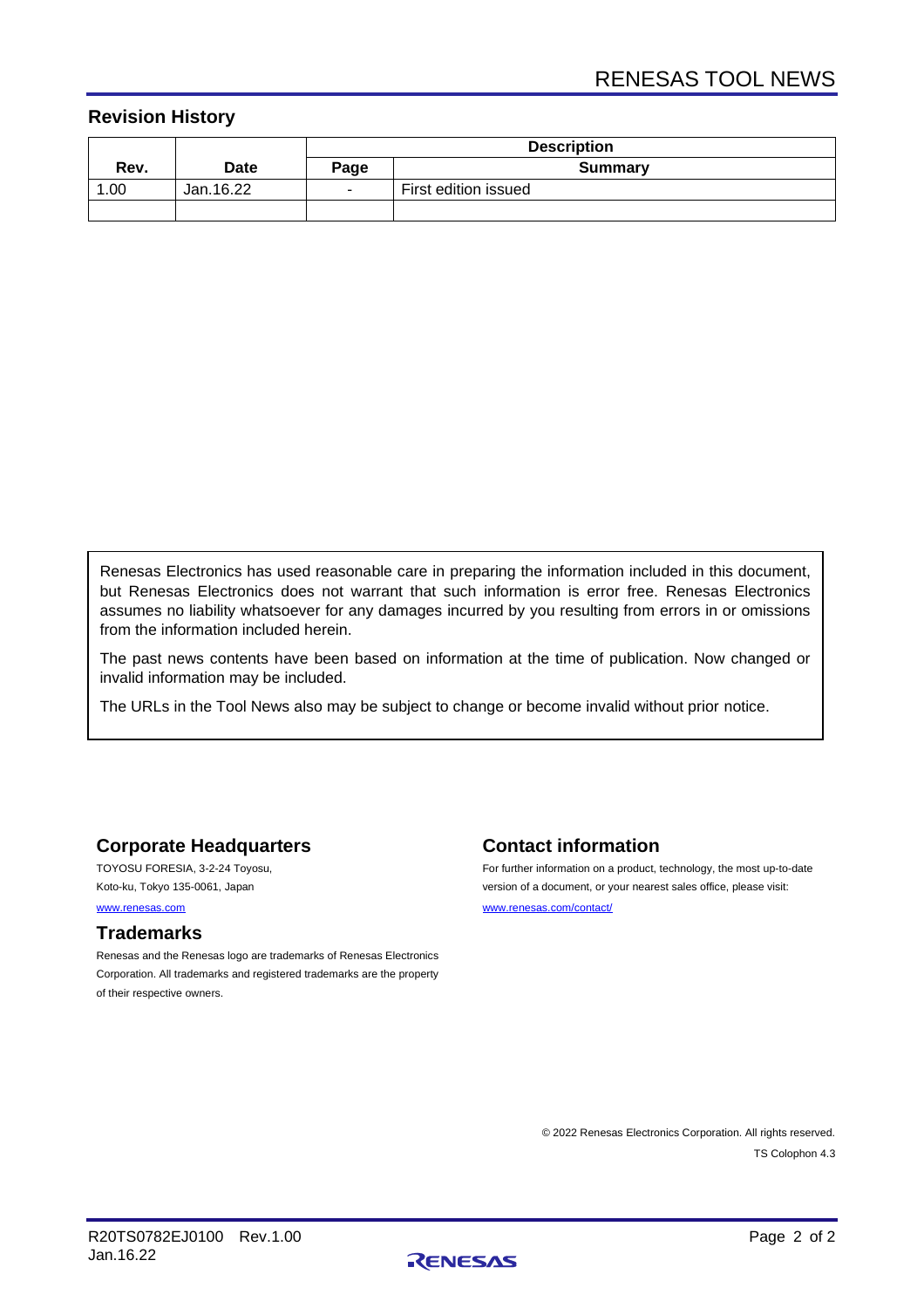## Revision History

| Rev. | Date | Description | |
|---|---|---|---|
| | | Page | Summary |
| 1.00 | Jan.16.22 | - | First edition issued |
| | | | |

Renesas Electronics has used reasonable care in preparing the information included in this document, but Renesas Electronics does not warrant that such information is error free. Renesas Electronics assumes no liability whatsoever for any damages incurred by you resulting from errors in or omissions from the information included herein.

The past news contents have been based on information at the time of publication. Now changed or invalid information may be included.

The URLs in the Tool News also may be subject to change or become invalid without prior notice.

### Corporate Headquarters

TOYOSU FORESIA, 3-2-24 Toyosu,
Koto-ku, Tokyo 135-0061, Japan

www.renesas.com

### Trademarks

Renesas and the Renesas logo are trademarks of Renesas Electronics Corporation. All trademarks and registered trademarks are the property of their respective owners.

### Contact information

For further information on a product, technology, the most up-to-date version of a document, or your nearest sales office, please visit:

www.renesas.com/contact/

© 2022 Renesas Electronics Corporation. All rights reserved.

TS Colophon 4.3